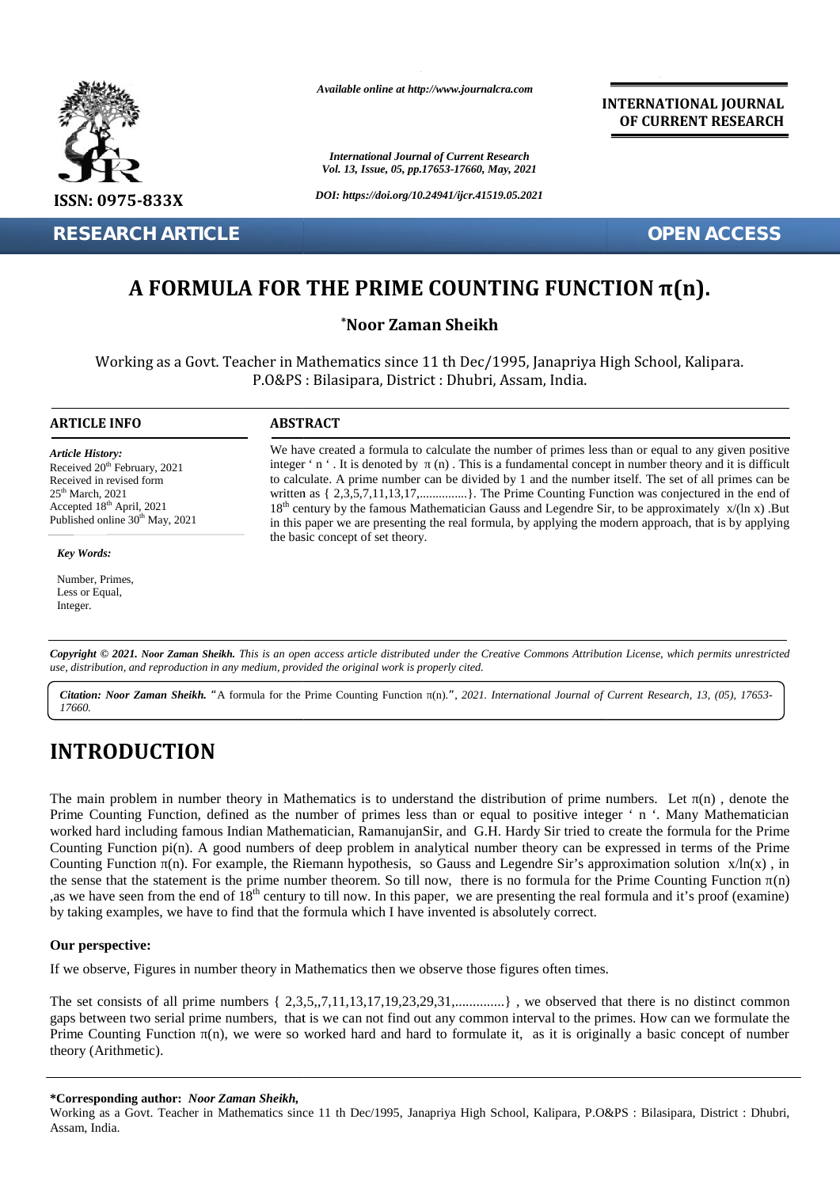ISSN: 0975-833X

*Available online at http://www.journalcra.com*

*International Journal of Current Research*
*Vol. 13, Issue, 05, pp.17653-17660, May, 2021*

*DOI: https://doi.org/10.24941/ijcr.41519.05.2021*

**INTERNATIONAL JOURNAL OF CURRENT RESEARCH**

**RESEARCH ARTICLE** **OPEN ACCESS**

# A FORMULA FOR THE PRIME COUNTING FUNCTION π(n).

**\*Noor Zaman Sheikh**

Working as a Govt. Teacher in Mathematics since 11 th Dec/1995, Janapriya High School, Kalipara. P.O&PS : Bilasipara, District : Dhubri, Assam, India.

## ARTICLE INFO

*Article History:*
Received 20th February, 2021
Received in revised form
25th March, 2021
Accepted 18th April, 2021
Published online 30th May, 2021

*Key Words:*

Number, Primes,
Less or Equal,
Integer.

## ABSTRACT

We have created a formula to calculate the number of primes less than or equal to any given positive integer ' n ' . It is denoted by π (n) . This is a fundamental concept in number theory and it is difficult to calculate. A prime number can be divided by 1 and the number itself. The set of all primes can be written as { 2,3,5,7,11,13,17,...............}. The Prime Counting Function was conjectured in the end of 18th century by the famous Mathematician Gauss and Legendre Sir, to be approximately x/(ln x) .But in this paper we are presenting the real formula, by applying the modern approach, that is by applying the basic concept of set theory.

*Copyright © 2021. Noor Zaman Sheikh. This is an open access article distributed under the Creative Commons Attribution License, which permits unrestricted use, distribution, and reproduction in any medium, provided the original work is properly cited.*

***Citation: Noor Zaman Sheikh.** "A formula for the Prime Counting Function π(n).", 2021. International Journal of Current Research, 13, (05), 17653-17660.*

# INTRODUCTION

The main problem in number theory in Mathematics is to understand the distribution of prime numbers. Let π(n) , denote the Prime Counting Function, defined as the number of primes less than or equal to positive integer ' n '. Many Mathematician worked hard including famous Indian Mathematician, RamanujanSir, and G.H. Hardy Sir tried to create the formula for the Prime Counting Function pi(n). A good numbers of deep problem in analytical number theory can be expressed in terms of the Prime Counting Function π(n). For example, the Riemann hypothesis, so Gauss and Legendre Sir's approximation solution x/ln(x) , in the sense that the statement is the prime number theorem. So till now, there is no formula for the Prime Counting Function π(n) ,as we have seen from the end of 18th century to till now. In this paper, we are presenting the real formula and it's proof (examine) by taking examples, we have to find that the formula which I have invented is absolutely correct.

### Our perspective:

If we observe, Figures in number theory in Mathematics then we observe those figures often times.

The set consists of all prime numbers { 2,3,5,,7,11,13,17,19,23,29,31,..............} , we observed that there is no distinct common gaps between two serial prime numbers, that is we can not find out any common interval to the primes. How can we formulate the Prime Counting Function π(n), we were so worked hard and hard to formulate it, as it is originally a basic concept of number theory (Arithmetic).

**\*Corresponding author:** ***Noor Zaman Sheikh,***
Working as a Govt. Teacher in Mathematics since 11 th Dec/1995, Janapriya High School, Kalipara, P.O&PS : Bilasipara, District : Dhubri, Assam, India.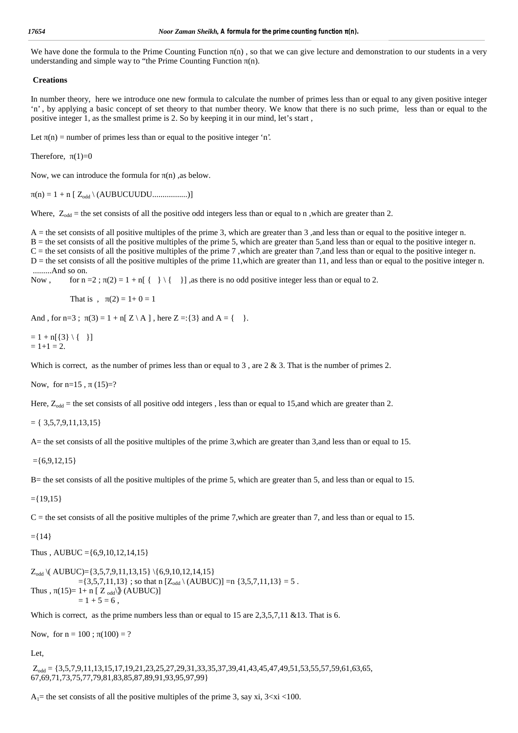We have done the formula to the Prime Counting Function $\pi(n)$ , so that we can give lecture and demonstration to our students in a very understanding and simple way to "the Prime Counting Function $\pi(n)$.

**Creations**

In number theory, here we introduce one new formula to calculate the number of primes less than or equal to any given positive integer 'n' , by applying a basic concept of set theory to that number theory. We know that there is no such prime, less than or equal to the positive integer 1, as the smallest prime is 2. So by keeping it in our mind, let's start ,

Let $\pi(n)$ = number of primes less than or equal to the positive integer 'n'.

Therefore, $\pi(1)=0$

Now, we can introduce the formula for $\pi(n)$ ,as below.

$\pi(n) = 1 + n\ [\ Z_{odd} \setminus (AUBUCUUDU.................)]$

Where, $Z_{odd}$ = the set consists of all the positive odd integers less than or equal to n ,which are greater than 2.

A = the set consists of all positive multiples of the prime 3, which are greater than 3 ,and less than or equal to the positive integer n.
B = the set consists of all the positive multiples of the prime 5, which are greater than 5,and less than or equal to the positive integer n.
C = the set consists of all the positive multiples of the prime 7 ,which are greater than 7,and less than or equal to the positive integer n.
D = the set consists of all the positive multiples of the prime 11,which are greater than 11, and less than or equal to the positive integer n.
.........And so on.

Now , for n =2 ; $\pi(2) = 1 + n[\ \{\ \} \setminus \{\ \}]$ ,as there is no odd positive integer less than or equal to 2.

That is , $\pi(2) = 1+ 0 = 1$

And , for n=3 ; $\pi(3) = 1 + n[\ Z \setminus A\ ]$ , here Z =:{3} and A = { }.

$= 1 + n[\{3\} \setminus \{\ \}]$
$= 1+1 = 2.$

Which is correct, as the number of primes less than or equal to 3 , are 2 & 3. That is the number of primes 2.

Now, for n=15 , $\pi$ (15)=?

Here, $Z_{odd}$ = the set consists of all positive odd integers , less than or equal to 15,and which are greater than 2.

= { 3,5,7,9,11,13,15}

A= the set consists of all the positive multiples of the prime 3,which are greater than 3,and less than or equal to 15.

={6,9,12,15}

B= the set consists of all the positive multiples of the prime 5, which are greater than 5, and less than or equal to 15.

={19,15}

C = the set consists of all the positive multiples of the prime 7,which are greater than 7, and less than or equal to 15.

={14}

Thus , AUBUC ={6,9,10,12,14,15}

$Z_{odd}$ \( AUBUC)={3,5,7,9,11,13,15} \{6,9,10,12,14,15}
={3,5,7,11,13} ; so that n [$Z_{odd}$ \ (AUBUC)] =n {3,5,7,11,13} = 5 .
Thus , $\pi(15)$= 1+ n [ $Z_{odd}$\》(AUBUC)]
= 1 + 5 = 6 ,

Which is correct, as the prime numbers less than or equal to 15 are 2,3,5,7,11 &13. That is 6.

Now, for n = 100 ; $\pi(100)$ = ?

Let,

$Z_{odd}$ = {3,5,7,9,11,13,15,17,19,21,23,25,27,29,31,33,35,37,39,41,43,45,47,49,51,53,55,57,59,61,63,65, 67,69,71,73,75,77,79,81,83,85,87,89,91,93,95,97,99}

$A_1$= the set consists of all the positive multiples of the prime 3, say xi, 3<xi <100.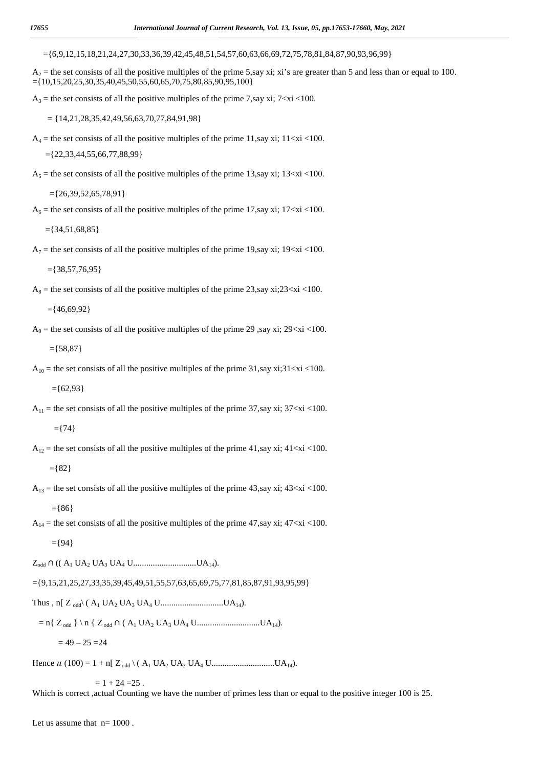={6,9,12,15,18,21,24,27,30,33,36,39,42,45,48,51,54,57,60,63,66,69,72,75,78,81,84,87,90,93,96,99}

$A_2$ = the set consists of all the positive multiples of the prime 5,say xi; xi's are greater than 5 and less than or equal to 100.
={10,15,20,25,30,35,40,45,50,55,60,65,70,75,80,85,90,95,100}

$A_3$ = the set consists of all the positive multiples of the prime 7,say xi; 7<xi <100.

= {14,21,28,35,42,49,56,63,70,77,84,91,98}

$A_4$ = the set consists of all the positive multiples of the prime 11,say xi; 11<xi <100.

={22,33,44,55,66,77,88,99}

$A_5$ = the set consists of all the positive multiples of the prime 13,say xi; 13<xi <100.

={26,39,52,65,78,91}

$A_6$ = the set consists of all the positive multiples of the prime 17,say xi; 17<xi <100.

={34,51,68,85}

$A_7$ = the set consists of all the positive multiples of the prime 19,say xi; 19<xi <100.

={38,57,76,95}

$A_8$ = the set consists of all the positive multiples of the prime 23,say xi;23<xi <100.

={46,69,92}

$A_9$ = the set consists of all the positive multiples of the prime 29 ,say xi; 29<xi <100.

={58,87}

$A_{10}$ = the set consists of all the positive multiples of the prime 31,say xi;31<xi <100.

={62,93}

$A_{11}$ = the set consists of all the positive multiples of the prime 37,say xi; 37<xi <100.

={74}

$A_{12}$ = the set consists of all the positive multiples of the prime 41,say xi; 41<xi <100.

={82}

$A_{13}$ = the set consists of all the positive multiples of the prime 43,say xi; 43<xi <100.

={86}

$A_{14}$ = the set consists of all the positive multiples of the prime 47,say xi; 47<xi <100.

={94}

$Z_{odd} \cap ((A_1 \cup A_2 \cup A_3 \cup A_4 \cup .............................\cup A_{14})$.

={9,15,21,25,27,33,35,39,45,49,51,55,57,63,65,69,75,77,81,85,87,91,93,95,99}

Thus , $n[Z_{odd} \setminus (A_1 \cup A_2 \cup A_3 \cup A_4 \cup .............................\cup A_{14})$.

$= n\{Z_{odd}\} \setminus n\{Z_{odd} \cap (A_1 \cup A_2 \cup A_3 \cup A_4 \cup .............................\cup A_{14})$.

$= 49 - 25 = 24$

Hence $\pi(100) = 1 + n[Z_{odd} \setminus (A_1 \cup A_2 \cup A_3 \cup A_4 \cup .............................\cup A_{14})$.

$= 1 + 24 = 25$ .
Which is correct ,actual Counting we have the number of primes less than or equal to the positive integer 100 is 25.

Let us assume that n= 1000 .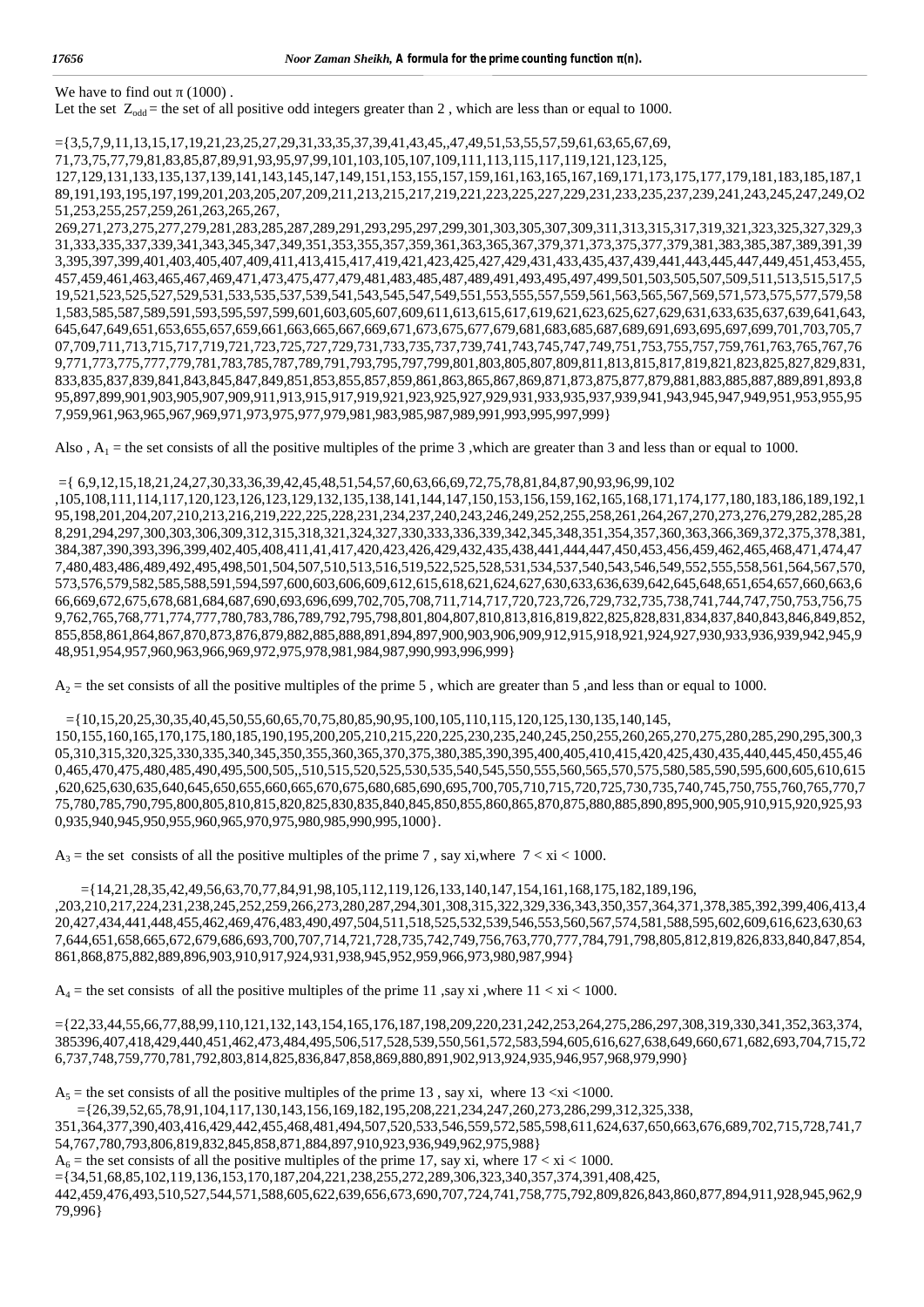We have to find out $\pi$ (1000) .

Let the set $Z_{odd}$ = the set of all positive odd integers greater than 2 , which are less than or equal to 1000.

={3,5,7,9,11,13,15,17,19,21,23,25,27,29,31,33,35,37,39,41,43,45,,47,49,51,53,55,57,59,61,63,65,67,69, 71,73,75,77,79,81,83,85,87,89,91,93,95,97,99,101,103,105,107,109,111,113,115,117,119,121,123,125, 127,129,131,133,135,137,139,141,143,145,147,149,151,153,155,157,159,161,163,165,167,169,171,173,175,177,179,181,183,185,187,189,191,193,195,197,199,201,203,205,207,209,211,213,215,217,219,221,223,225,227,229,231,233,235,237,239,241,243,245,247,249,O251,253,255,257,259,261,263,265,267, 269,271,273,275,277,279,281,283,285,287,289,291,293,295,297,299,301,303,305,307,309,311,313,315,317,319,321,323,325,327,329,331,333,335,337,339,341,343,345,347,349,351,353,355,357,359,361,363,365,367,379,371,373,375,377,379,381,383,385,387,389,391,393,395,397,399,401,403,405,407,409,411,413,415,417,419,421,423,425,427,429,431,433,435,437,439,441,443,445,447,449,451,453,455, 457,459,461,463,465,467,469,471,473,475,477,479,481,483,485,487,489,491,493,495,497,499,501,503,505,507,509,511,513,515,517,519,521,523,525,527,529,531,533,535,537,539,541,543,545,547,549,551,553,555,557,559,561,563,565,567,569,571,573,575,577,579,581,583,585,587,589,591,593,595,597,599,601,603,605,607,609,611,613,615,617,619,621,623,625,627,629,631,633,635,637,639,641,643, 645,647,649,651,653,655,657,659,661,663,665,667,669,671,673,675,677,679,681,683,685,687,689,691,693,695,697,699,701,703,705,707,709,711,713,715,717,719,721,723,725,727,729,731,733,735,737,739,741,743,745,747,749,751,753,755,757,759,761,763,765,767,769,771,773,775,777,779,781,783,785,787,789,791,793,795,797,799,801,803,805,807,809,811,813,815,817,819,821,823,825,827,829,831, 833,835,837,839,841,843,845,847,849,851,853,855,857,859,861,863,865,867,869,871,873,875,877,879,881,883,885,887,889,891,893,895,897,899,901,903,905,907,909,911,913,915,917,919,921,923,925,927,929,931,933,935,937,939,941,943,945,947,949,951,953,955,957,959,961,963,965,967,969,971,973,975,977,979,981,983,985,987,989,991,993,995,997,999}

Also , $A_1$ = the set consists of all the positive multiples of the prime 3 ,which are greater than 3 and less than or equal to 1000.

={ 6,9,12,15,18,21,24,27,30,33,36,39,42,45,48,51,54,57,60,63,66,69,72,75,78,81,84,87,90,93,96,99,102 ,105,108,111,114,117,120,123,126,123,129,132,135,138,141,144,147,150,153,156,159,162,165,168,171,174,177,180,183,186,189,192,195,198,201,204,207,210,213,216,219,222,225,228,231,234,237,240,243,246,249,252,255,258,261,264,267,270,273,276,279,282,285,288,291,294,297,300,303,306,309,312,315,318,321,324,327,330,333,336,339,342,345,348,351,354,357,360,363,366,369,372,375,378,381, 384,387,390,393,396,399,402,405,408,411,41,417,420,423,426,429,432,435,438,441,444,447,450,453,456,459,462,465,468,471,474,477,480,483,486,489,492,495,498,501,504,507,510,513,516,519,522,525,528,531,534,537,540,543,546,549,552,555,558,561,564,567,570, 573,576,579,582,585,588,591,594,597,600,603,606,609,612,615,618,621,624,627,630,633,636,639,642,645,648,651,654,657,660,663,666,669,672,675,678,681,684,687,690,693,696,699,702,705,708,711,714,717,720,723,726,729,732,735,738,741,744,747,750,753,756,759,762,765,768,771,774,777,780,783,786,789,792,795,798,801,804,807,810,813,816,819,822,825,828,831,834,837,840,843,846,849,852, 855,858,861,864,867,870,873,876,879,882,885,888,891,894,897,900,903,906,909,912,915,918,921,924,927,930,933,936,939,942,945,948,951,954,957,960,963,966,969,972,975,978,981,984,987,990,993,996,999}

$A_2$ = the set consists of all the positive multiples of the prime 5 , which are greater than 5 ,and less than or equal to 1000.

={10,15,20,25,30,35,40,45,50,55,60,65,70,75,80,85,90,95,100,105,110,115,120,125,130,135,140,145, 150,155,160,165,170,175,180,185,190,195,200,205,210,215,220,225,230,235,240,245,250,255,260,265,270,275,280,285,290,295,300,305,310,315,320,325,330,335,340,345,350,355,360,365,370,375,380,385,390,395,400,405,410,415,420,425,430,435,440,445,450,455,460,465,470,475,480,485,490,495,500,505,,510,515,520,525,530,535,540,545,550,555,560,565,570,575,580,585,590,595,600,605,610,615,620,625,630,635,640,645,650,655,660,665,670,675,680,685,690,695,700,705,710,715,720,725,730,735,740,745,750,755,760,765,770,775,780,785,790,795,800,805,810,815,820,825,830,835,840,845,850,855,860,865,870,875,880,885,890,895,900,905,910,915,920,925,930,935,940,945,950,955,960,965,970,975,980,985,990,995,1000}.

$A_3$ = the set consists of all the positive multiples of the prime 7 , say xi,where $7 < xi < 1000$.

={14,21,28,35,42,49,56,63,70,77,84,91,98,105,112,119,126,133,140,147,154,161,168,175,182,189,196, ,203,210,217,224,231,238,245,252,259,266,273,280,287,294,301,308,315,322,329,336,343,350,357,364,371,378,385,392,399,406,413,420,427,434,441,448,455,462,469,476,483,490,497,504,511,518,525,532,539,546,553,560,567,574,581,588,595,602,609,616,623,630,637,644,651,658,665,672,679,686,693,700,707,714,721,728,735,742,749,756,763,770,777,784,791,798,805,812,819,826,833,840,847,854, 861,868,875,882,889,896,903,910,917,924,931,938,945,952,959,966,973,980,987,994}

$A_4$ = the set consists of all the positive multiples of the prime 11 ,say xi ,where $11 < xi < 1000$.

={22,33,44,55,66,77,88,99,110,121,132,143,154,165,176,187,198,209,220,231,242,253,264,275,286,297,308,319,330,341,352,363,374, 385396,407,418,429,440,451,462,473,484,495,506,517,528,539,550,561,572,583,594,605,616,627,638,649,660,671,682,693,704,715,726,737,748,759,770,781,792,803,814,825,836,847,858,869,880,891,902,913,924,935,946,957,968,979,990}

$A_5$ = the set consists of all the positive multiples of the prime 13 , say xi, where $13 < xi < 1000$.

={26,39,52,65,78,91,104,117,130,143,156,169,182,195,208,221,234,247,260,273,286,299,312,325,338, 351,364,377,390,403,416,429,442,455,468,481,494,507,520,533,546,559,572,585,598,611,624,637,650,663,676,689,702,715,728,741,754,767,780,793,806,819,832,845,858,871,884,897,910,923,936,949,962,975,988}

$A_6$ = the set consists of all the positive multiples of the prime 17, say xi, where $17 < xi < 1000$.

={34,51,68,85,102,119,136,153,170,187,204,221,238,255,272,289,306,323,340,357,374,391,408,425, 442,459,476,493,510,527,544,571,588,605,622,639,656,673,690,707,724,741,758,775,792,809,826,843,860,877,894,911,928,945,962,979,996}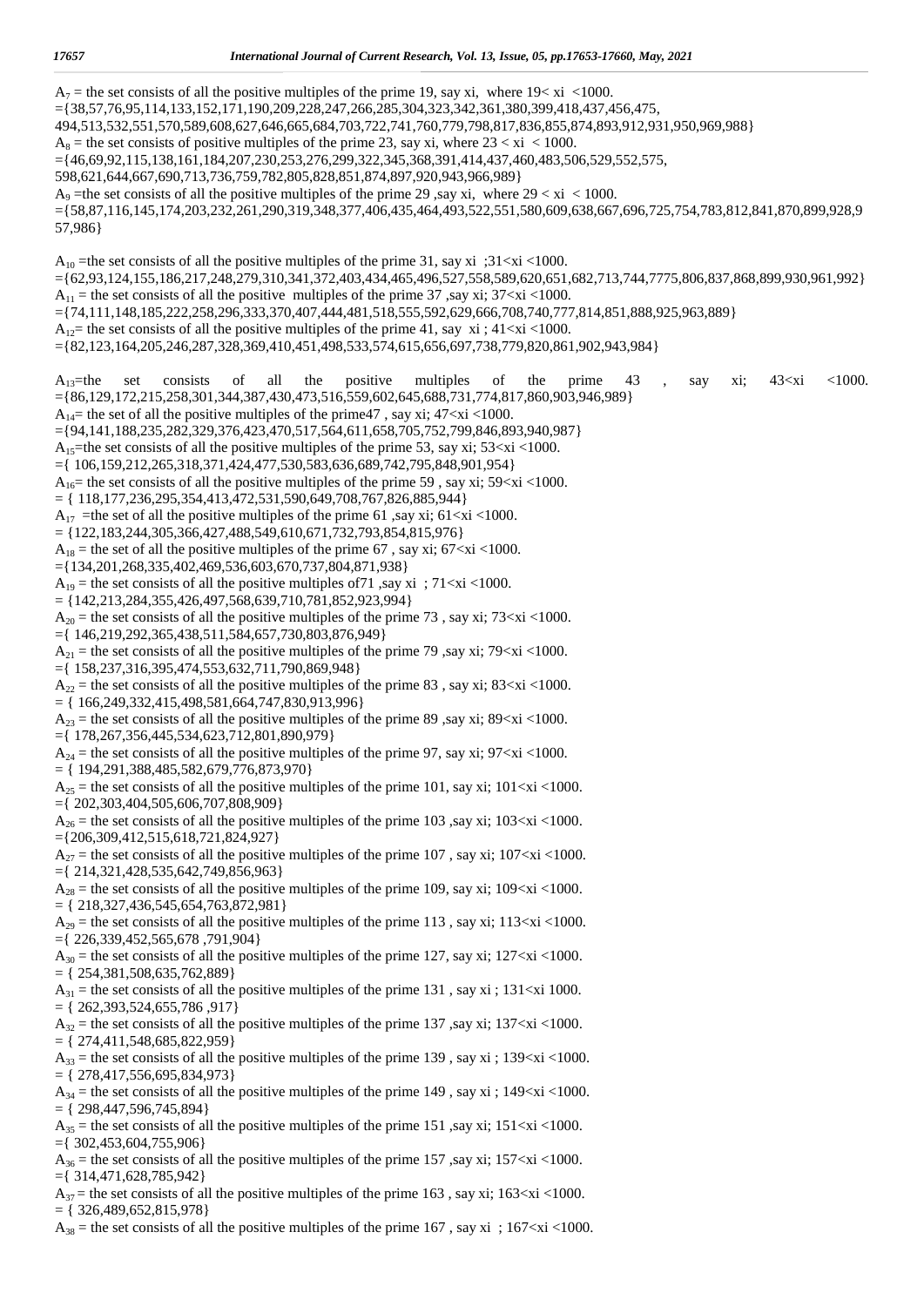$A_7$ = the set consists of all the positive multiples of the prime 19, say xi, where 19< xi <1000.
={38,57,76,95,114,133,152,171,190,209,228,247,266,285,304,323,342,361,380,399,418,437,456,475, 494,513,532,551,570,589,608,627,646,665,684,703,722,741,760,779,798,817,836,855,874,893,912,931,950,969,988}

$A_8$ = the set consists of positive multiples of the prime 23, say xi, where 23 < xi < 1000.
={46,69,92,115,138,161,184,207,230,253,276,299,322,345,368,391,414,437,460,483,506,529,552,575, 598,621,644,667,690,713,736,759,782,805,828,851,874,897,920,943,966,989}

$A_9$ =the set consists of all the positive multiples of the prime 29 ,say xi, where 29 < xi < 1000.
={58,87,116,145,174,203,232,261,290,319,348,377,406,435,464,493,522,551,580,609,638,667,696,725,754,783,812,841,870,899,928,957,986}

$A_{10}$ =the set consists of all the positive multiples of the prime 31, say xi ;31<xi <1000.
={62,93,124,155,186,217,248,279,310,341,372,403,434,465,496,527,558,589,620,651,682,713,744,7775,806,837,868,899,930,961,992}

$A_{11}$ = the set consists of all the positive multiples of the prime 37 ,say xi; 37<xi <1000.
={74,111,148,185,222,258,296,333,370,407,444,481,518,555,592,629,666,708,740,777,814,851,888,925,963,889}

$A_{12}$= the set consists of all the positive multiples of the prime 41, say xi ; 41<xi <1000.
={82,123,164,205,246,287,328,369,410,451,498,533,574,615,656,697,738,779,820,861,902,943,984}

$A_{13}$=the set consists of all the positive multiples of the prime 43 , say xi; 43<xi <1000.
={86,129,172,215,258,301,344,387,430,473,516,559,602,645,688,731,774,817,860,903,946,989}

$A_{14}$= the set of all the positive multiples of the prime47 , say xi; 47<xi <1000.
={94,141,188,235,282,329,376,423,470,517,564,611,658,705,752,799,846,893,940,987}

$A_{15}$=the set consists of all the positive multiples of the prime 53, say xi; 53<xi <1000.
={ 106,159,212,265,318,371,424,477,530,583,636,689,742,795,848,901,954}

$A_{16}$= the set consists of all the positive multiples of the prime 59 , say xi; 59<xi <1000.
= { 118,177,236,295,354,413,472,531,590,649,708,767,826,885,944}

$A_{17}$ =the set of all the positive multiples of the prime 61 ,say xi; 61<xi <1000.
= {122,183,244,305,366,427,488,549,610,671,732,793,854,815,976}

$A_{18}$ = the set of all the positive multiples of the prime 67 , say xi; 67<xi <1000.
={134,201,268,335,402,469,536,603,670,737,804,871,938}

$A_{19}$ = the set consists of all the positive multiples of71 ,say xi ; 71<xi <1000.
= {142,213,284,355,426,497,568,639,710,781,852,923,994}

$A_{20}$ = the set consists of all the positive multiples of the prime 73 , say xi; 73<xi <1000.
={ 146,219,292,365,438,511,584,657,730,803,876,949}

$A_{21}$ = the set consists of all the positive multiples of the prime 79 ,say xi; 79<xi <1000.
={ 158,237,316,395,474,553,632,711,790,869,948}

$A_{22}$ = the set consists of all the positive multiples of the prime 83 , say xi; 83<xi <1000.
= { 166,249,332,415,498,581,664,747,830,913,996}

$A_{23}$ = the set consists of all the positive multiples of the prime 89 ,say xi; 89<xi <1000.
={ 178,267,356,445,534,623,712,801,890,979}

$A_{24}$ = the set consists of all the positive multiples of the prime 97, say xi; 97<xi <1000.
= { 194,291,388,485,582,679,776,873,970}

$A_{25}$ = the set consists of all the positive multiples of the prime 101, say xi; 101<xi <1000.
={ 202,303,404,505,606,707,808,909}

$A_{26}$ = the set consists of all the positive multiples of the prime 103 ,say xi; 103<xi <1000.
={206,309,412,515,618,721,824,927}

$A_{27}$ = the set consists of all the positive multiples of the prime 107 , say xi; 107<xi <1000.
={ 214,321,428,535,642,749,856,963}

$A_{28}$ = the set consists of all the positive multiples of the prime 109, say xi; 109<xi <1000.
= { 218,327,436,545,654,763,872,981}

$A_{29}$ = the set consists of all the positive multiples of the prime 113 , say xi; 113<xi <1000.
={ 226,339,452,565,678 ,791,904}

$A_{30}$ = the set consists of all the positive multiples of the prime 127, say xi; 127<xi <1000.
= { 254,381,508,635,762,889}

$A_{31}$ = the set consists of all the positive multiples of the prime 131 , say xi ; 131<xi 1000.
= { 262,393,524,655,786 ,917}

$A_{32}$ = the set consists of all the positive multiples of the prime 137 ,say xi; 137<xi <1000.
= { 274,411,548,685,822,959}

$A_{33}$ = the set consists of all the positive multiples of the prime 139 , say xi ; 139<xi <1000.
= { 278,417,556,695,834,973}

$A_{34}$ = the set consists of all the positive multiples of the prime 149 , say xi ; 149<xi <1000.
= { 298,447,596,745,894}

$A_{35}$ = the set consists of all the positive multiples of the prime 151 ,say xi; 151<xi <1000.
={ 302,453,604,755,906}

$A_{36}$ = the set consists of all the positive multiples of the prime 157 ,say xi; 157<xi <1000.
={ 314,471,628,785,942}

$A_{37}$ = the set consists of all the positive multiples of the prime 163 , say xi; 163<xi <1000.
= { 326,489,652,815,978}

$A_{38}$ = the set consists of all the positive multiples of the prime 167 , say xi ; 167<xi <1000.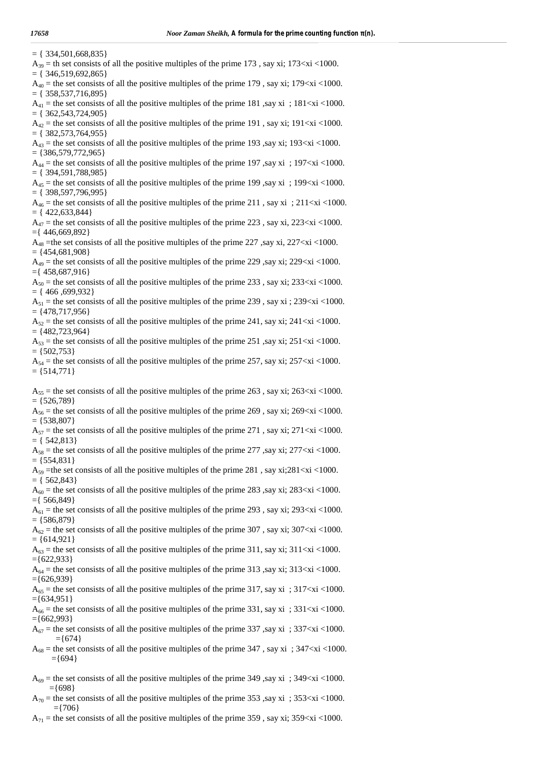= { 334,501,668,835}

$A_{39}$ = th set consists of all the positive multiples of the prime 173 , say xi; 173<xi <1000.
= { 346,519,692,865}

$A_{40}$ = the set consists of all the positive multiples of the prime 179 , say xi; 179<xi <1000.
= { 358,537,716,895}

$A_{41}$ = the set consists of all the positive multiples of the prime 181 ,say xi ; 181<xi <1000.
= { 362,543,724,905}

$A_{42}$ = the set consists of all the positive multiples of the prime 191 , say xi; 191<xi <1000.
= { 382,573,764,955}

$A_{43}$ = the set consists of all the positive multiples of the prime 193 ,say xi; 193<xi <1000.
= {386,579,772,965}

$A_{44}$ = the set consists of all the positive multiples of the prime 197 ,say xi ; 197<xi <1000.
= { 394,591,788,985}

$A_{45}$ = the set consists of all the positive multiples of the prime 199 ,say xi ; 199<xi <1000.
= { 398,597,796,995}

$A_{46}$ = the set consists of all the positive multiples of the prime 211 , say xi ; 211<xi <1000.
= { 422,633,844}

$A_{47}$ = the set consists of all the positive multiples of the prime 223 , say xi, 223<xi <1000.
={ 446,669,892}

$A_{48}$ =the set consists of all the positive multiples of the prime 227 ,say xi, 227<xi <1000.
= {454,681,908}

$A_{49}$ = the set consists of all the positive multiples of the prime 229 ,say xi; 229<xi <1000.
={ 458,687,916}

$A_{50}$ = the set consists of all the positive multiples of the prime 233 , say xi; 233<xi <1000.
= { 466 ,699,932}

$A_{51}$ = the set consists of all the positive multiples of the prime 239 , say xi ; 239<xi <1000.
= {478,717,956}

$A_{52}$ = the set consists of all the positive multiples of the prime 241, say xi; 241<xi <1000.
= {482,723,964}

$A_{53}$ = the set consists of all the positive multiples of the prime 251 ,say xi; 251<xi <1000.
= {502,753}

$A_{54}$ = the set consists of all the positive multiples of the prime 257, say xi; 257<xi <1000.
= {514,771}

$A_{55}$ = the set consists of all the positive multiples of the prime 263 , say xi; 263<xi <1000.
= {526,789}

$A_{56}$ = the set consists of all the positive multiples of the prime 269 , say xi; 269<xi <1000.
= {538,807}

$A_{57}$ = the set consists of all the positive multiples of the prime 271 , say xi; 271<xi <1000.
= { 542,813}

$A_{58}$ = the set consists of all the positive multiples of the prime 277 ,say xi; 277<xi <1000.
= {554,831}

$A_{59}$ =the set consists of all the positive multiples of the prime 281 , say xi;281<xi <1000.
= { 562,843}

$A_{60}$ = the set consists of all the positive multiples of the prime 283 ,say xi; 283<xi <1000.
={ 566,849}

$A_{61}$ = the set consists of all the positive multiples of the prime 293 , say xi; 293<xi <1000.
= {586,879}

$A_{62}$ = the set consists of all the positive multiples of the prime 307 , say xi; 307<xi <1000.
= {614,921}

$A_{63}$ = the set consists of all the positive multiples of the prime 311, say xi; 311<xi <1000.
={622,933}

$A_{64}$ = the set consists of all the positive multiples of the prime 313 ,say xi; 313<xi <1000.
={626,939}

$A_{65}$ = the set consists of all the positive multiples of the prime 317, say xi ; 317<xi <1000.
={634,951}

$A_{66}$ = the set consists of all the positive multiples of the prime 331, say xi ; 331<xi <1000.
={662,993}

$A_{67}$ = the set consists of all the positive multiples of the prime 337 ,say xi ; 337<xi <1000.
={674}

$A_{68}$ = the set consists of all the positive multiples of the prime 347 , say xi ; 347<xi <1000.
={694}

$A_{69}$ = the set consists of all the positive multiples of the prime 349 ,say xi ; 349<xi <1000.
={698}

$A_{70}$ = the set consists of all the positive multiples of the prime 353 ,say xi ; 353<xi <1000.
={706}

$A_{71}$ = the set consists of all the positive multiples of the prime 359 , say xi; 359<xi <1000.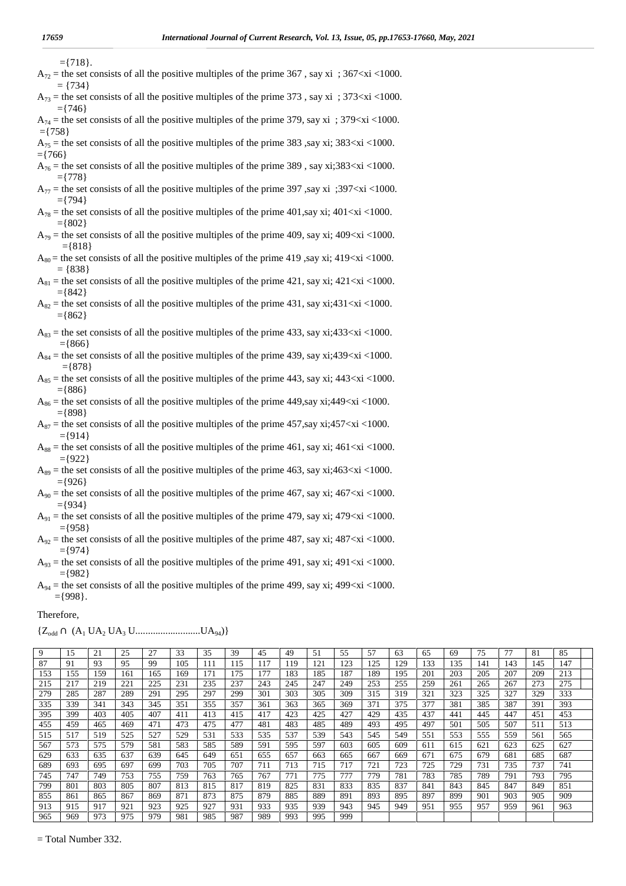={718}.

$A_{72}$ = the set consists of all the positive multiples of the prime 367 , say xi ; 367<xi <1000.
= {734}

$A_{73}$ = the set consists of all the positive multiples of the prime 373 , say xi ; 373<xi <1000.
={746}

$A_{74}$ = the set consists of all the positive multiples of the prime 379, say xi ; 379<xi <1000.
={758}

$A_{75}$ = the set consists of all the positive multiples of the prime 383 ,say xi; 383<xi <1000.
={766}

$A_{76}$ = the set consists of all the positive multiples of the prime 389 , say xi;383<xi <1000.
={778}

$A_{77}$ = the set consists of all the positive multiples of the prime 397 ,say xi ;397<xi <1000.
={794}

$A_{78}$ = the set consists of all the positive multiples of the prime 401,say xi; 401<xi <1000.
={802}

$A_{79}$ = the set consists of all the positive multiples of the prime 409, say xi; 409<xi <1000.
={818}

$A_{80}$ = the set consists of all the positive multiples of the prime 419 ,say xi; 419<xi <1000.
= {838}

$A_{81}$ = the set consists of all the positive multiples of the prime 421, say xi; 421<xi <1000.
={842}

$A_{82}$ = the set consists of all the positive multiples of the prime 431, say xi;431<xi <1000.
={862}

$A_{83}$ = the set consists of all the positive multiples of the prime 433, say xi;433<xi <1000.
={866}

$A_{84}$ = the set consists of all the positive multiples of the prime 439, say xi;439<xi <1000.
={878}

$A_{85}$ = the set consists of all the positive multiples of the prime 443, say xi; 443<xi <1000.
={886}

$A_{86}$ = the set consists of all the positive multiples of the prime 449,say xi;449<xi <1000.
={898}

$A_{87}$ = the set consists of all the positive multiples of the prime 457,say xi;457<xi <1000.
={914}

$A_{88}$ = the set consists of all the positive multiples of the prime 461, say xi; 461<xi <1000.
={922}

$A_{89}$ = the set consists of all the positive multiples of the prime 463, say xi;463<xi <1000.
={926}

$A_{90}$ = the set consists of all the positive multiples of the prime 467, say xi; 467<xi <1000.
={934}

$A_{91}$ = the set consists of all the positive multiples of the prime 479, say xi; 479<xi <1000.
={958}

$A_{92}$ = the set consists of all the positive multiples of the prime 487, say xi; 487<xi <1000.
={974}

$A_{93}$ = the set consists of all the positive multiples of the prime 491, say xi; 491<xi <1000.
={982}

$A_{94}$ = the set consists of all the positive multiples of the prime 499, say xi; 499<xi <1000.
={998}.

Therefore,

$\{Z_{odd} \cap (A_1 \cup A_2 \cup A_3 \cup \ldots \cup A_{94})\}$

| | | | | | | | | | | | | | | | | | | | |
|---|---|---|---|---|---|---|---|---|---|---|---|---|---|---|---|---|---|---|---|
| 9 | 15 | 21 | 25 | 27 | 33 | 35 | 39 | 45 | 49 | 51 | 55 | 57 | 63 | 65 | 69 | 75 | 77 | 81 | 85 |
| 87 | 91 | 93 | 95 | 99 | 105 | 111 | 115 | 117 | 119 | 121 | 123 | 125 | 129 | 133 | 135 | 141 | 143 | 145 | 147 |
| 153 | 155 | 159 | 161 | 165 | 169 | 171 | 175 | 177 | 183 | 185 | 187 | 189 | 195 | 201 | 203 | 205 | 207 | 209 | 213 |
| 215 | 217 | 219 | 221 | 225 | 231 | 235 | 237 | 243 | 245 | 247 | 249 | 253 | 255 | 259 | 261 | 265 | 267 | 273 | 275 |
| 279 | 285 | 287 | 289 | 291 | 295 | 297 | 299 | 301 | 303 | 305 | 309 | 315 | 319 | 321 | 323 | 325 | 327 | 329 | 333 |
| 335 | 339 | 341 | 343 | 345 | 351 | 355 | 357 | 361 | 363 | 365 | 369 | 371 | 375 | 377 | 381 | 385 | 387 | 391 | 393 |
| 395 | 399 | 403 | 405 | 407 | 411 | 413 | 415 | 417 | 423 | 425 | 427 | 429 | 435 | 437 | 441 | 445 | 447 | 451 | 453 |
| 455 | 459 | 465 | 469 | 471 | 473 | 475 | 477 | 481 | 483 | 485 | 489 | 493 | 495 | 497 | 501 | 505 | 507 | 511 | 513 |
| 515 | 517 | 519 | 525 | 527 | 529 | 531 | 533 | 535 | 537 | 539 | 543 | 545 | 549 | 551 | 553 | 555 | 559 | 561 | 565 |
| 567 | 573 | 575 | 579 | 581 | 583 | 585 | 589 | 591 | 595 | 597 | 603 | 605 | 609 | 611 | 615 | 621 | 623 | 625 | 627 |
| 629 | 633 | 635 | 637 | 639 | 645 | 649 | 651 | 655 | 657 | 663 | 665 | 667 | 669 | 671 | 675 | 679 | 681 | 685 | 687 |
| 689 | 693 | 695 | 697 | 699 | 703 | 705 | 707 | 711 | 713 | 715 | 717 | 721 | 723 | 725 | 729 | 731 | 735 | 737 | 741 |
| 745 | 747 | 749 | 753 | 755 | 759 | 763 | 765 | 767 | 771 | 775 | 777 | 779 | 781 | 783 | 785 | 789 | 791 | 793 | 795 |
| 799 | 801 | 803 | 805 | 807 | 813 | 815 | 817 | 819 | 825 | 831 | 833 | 835 | 837 | 841 | 843 | 845 | 847 | 849 | 851 |
| 855 | 861 | 865 | 867 | 869 | 871 | 873 | 875 | 879 | 885 | 889 | 891 | 893 | 895 | 897 | 899 | 901 | 903 | 905 | 909 |
| 913 | 915 | 917 | 921 | 923 | 925 | 927 | 931 | 933 | 935 | 939 | 943 | 945 | 949 | 951 | 955 | 957 | 959 | 961 | 963 |
| 965 | 969 | 973 | 975 | 979 | 981 | 985 | 987 | 989 | 993 | 995 | 999 | | | | | | | | |

= Total Number 332.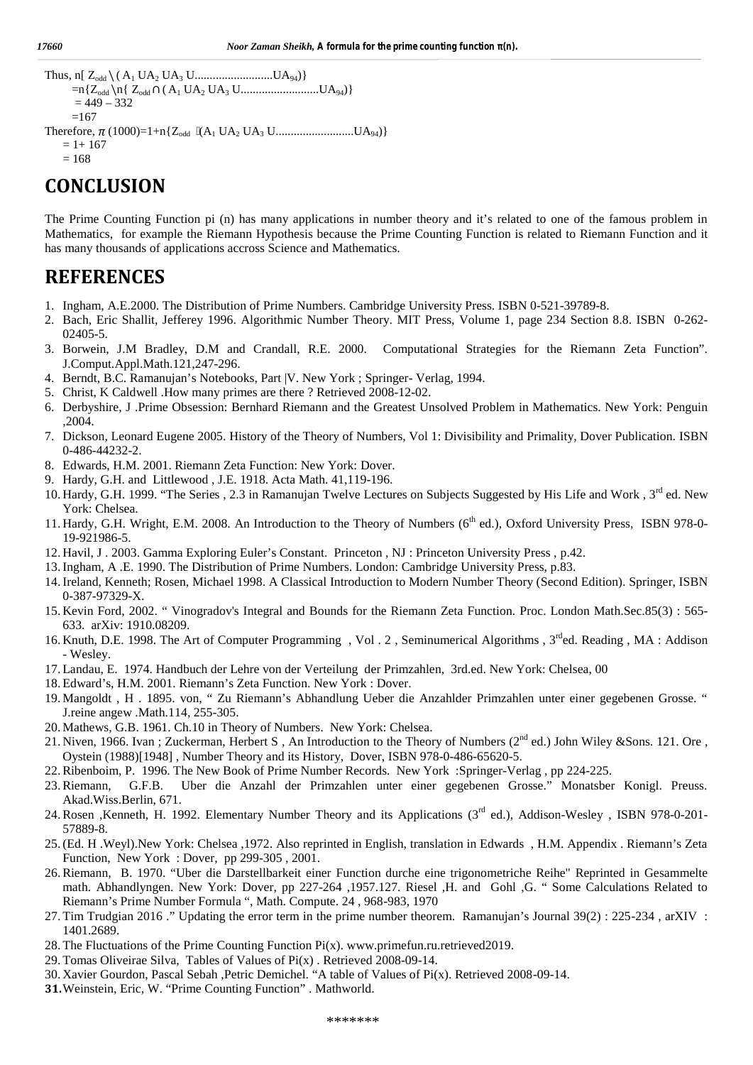Thus, $n[\, Z_{odd} \setminus (\, A_1 \cup A_2 \cup A_3 \cup \ldots\ldots\ldots\ldots\ldots\ldots \cup A_{94})\}$

$= n\{Z_{odd} \setminus n\{\, Z_{odd} \cap (\, A_1 \cup A_2 \cup A_3 \cup \ldots\ldots\ldots\ldots\ldots\ldots \cup A_{94})\}$

$= 449 - 332$

$= 167$

Therefore, $\pi\,(1000) = 1 + n\{Z_{odd} \setminus (A_1 \cup A_2 \cup A_3 \cup \ldots\ldots\ldots\ldots\ldots\ldots \cup A_{94})\}$

$= 1 + 167$

$= 168$

## CONCLUSION

The Prime Counting Function pi (n) has many applications in number theory and it's related to one of the famous problem in Mathematics, for example the Riemann Hypothesis because the Prime Counting Function is related to Riemann Function and it has many thousands of applications accross Science and Mathematics.

## REFERENCES

1. Ingham, A.E.2000. The Distribution of Prime Numbers. Cambridge University Press. ISBN 0-521-39789-8.
2. Bach, Eric Shallit, Jefferey 1996. Algorithmic Number Theory. MIT Press, Volume 1, page 234 Section 8.8. ISBN 0-262-02405-5.
3. Borwein, J.M Bradley, D.M and Crandall, R.E. 2000. Computational Strategies for the Riemann Zeta Function". J.Comput.Appl.Math.121,247-296.
4. Berndt, B.C. Ramanujan's Notebooks, Part |V. New York ; Springer- Verlag, 1994.
5. Christ, K Caldwell .How many primes are there ? Retrieved 2008-12-02.
6. Derbyshire, J .Prime Obsession: Bernhard Riemann and the Greatest Unsolved Problem in Mathematics. New York: Penguin ,2004.
7. Dickson, Leonard Eugene 2005. History of the Theory of Numbers, Vol 1: Divisibility and Primality, Dover Publication. ISBN 0-486-44232-2.
8. Edwards, H.M. 2001. Riemann Zeta Function: New York: Dover.
9. Hardy, G.H. and Littlewood , J.E. 1918. Acta Math. 41,119-196.
10. Hardy, G.H. 1999. "The Series , 2.3 in Ramanujan Twelve Lectures on Subjects Suggested by His Life and Work , 3rd ed. New York: Chelsea.
11. Hardy, G.H. Wright, E.M. 2008. An Introduction to the Theory of Numbers (6th ed.), Oxford University Press, ISBN 978-0-19-921986-5.
12. Havil, J . 2003. Gamma Exploring Euler's Constant. Princeton , NJ : Princeton University Press , p.42.
13. Ingham, A .E. 1990. The Distribution of Prime Numbers. London: Cambridge University Press, p.83.
14. Ireland, Kenneth; Rosen, Michael 1998. A Classical Introduction to Modern Number Theory (Second Edition). Springer, ISBN 0-387-97329-X.
15. Kevin Ford, 2002. " Vinogradov's Integral and Bounds for the Riemann Zeta Function. Proc. London Math.Sec.85(3) : 565-633. arXiv: 1910.08209.
16. Knuth, D.E. 1998. The Art of Computer Programming , Vol . 2 , Seminumerical Algorithms , 3rd ed. Reading , MA : Addison - Wesley.
17. Landau, E. 1974. Handbuch der Lehre von der Verteilung der Primzahlen, 3rd.ed. New York: Chelsea, 00
18. Edward's, H.M. 2001. Riemann's Zeta Function. New York : Dover.
19. Mangoldt , H . 1895. von, " Zu Riemann's Abhandlung Ueber die Anzahlder Primzahlen unter einer gegebenen Grosse. " J.reine angew .Math.114, 255-305.
20. Mathews, G.B. 1961. Ch.10 in Theory of Numbers. New York: Chelsea.
21. Niven, 1966. Ivan ; Zuckerman, Herbert S , An Introduction to the Theory of Numbers (2nd ed.) John Wiley &Sons. 121. Ore , Oystein (1988)[1948] , Number Theory and its History, Dover, ISBN 978-0-486-65620-5.
22. Ribenboim, P. 1996. The New Book of Prime Number Records. New York :Springer-Verlag , pp 224-225.
23. Riemann, G.F.B. Uber die Anzahl der Primzahlen unter einer gegebenen Grosse." Monatsber Konigl. Preuss. Akad.Wiss.Berlin, 671.
24. Rosen ,Kenneth, H. 1992. Elementary Number Theory and its Applications (3rd ed.), Addison-Wesley , ISBN 978-0-201-57889-8.
25. (Ed. H .Weyl).New York: Chelsea ,1972. Also reprinted in English, translation in Edwards , H.M. Appendix . Riemann's Zeta Function, New York : Dover, pp 299-305 , 2001.
26. Riemann, B. 1970. "Uber die Darstellbarkeit einer Function durche eine trigonometriche Reihe" Reprinted in Gesammelte math. Abhandlyngen. New York: Dover, pp 227-264 ,1957.127. Riesel ,H. and Gohl ,G. " Some Calculations Related to Riemann's Prime Number Formula ", Math. Compute. 24 , 968-983, 1970
27. Tim Trudgian 2016 ." Updating the error term in the prime number theorem. Ramanujan's Journal 39(2) : 225-234 , arXIV : 1401.2689.
28. The Fluctuations of the Prime Counting Function Pi(x). www.primefun.ru.retrieved2019.
29. Tomas Oliveirae Silva, Tables of Values of Pi(x) . Retrieved 2008-09-14.
30. Xavier Gourdon, Pascal Sebah ,Petric Demichel. "A table of Values of Pi(x). Retrieved 2008-09-14.
31. Weinstein, Eric, W. "Prime Counting Function" . Mathworld.

*******